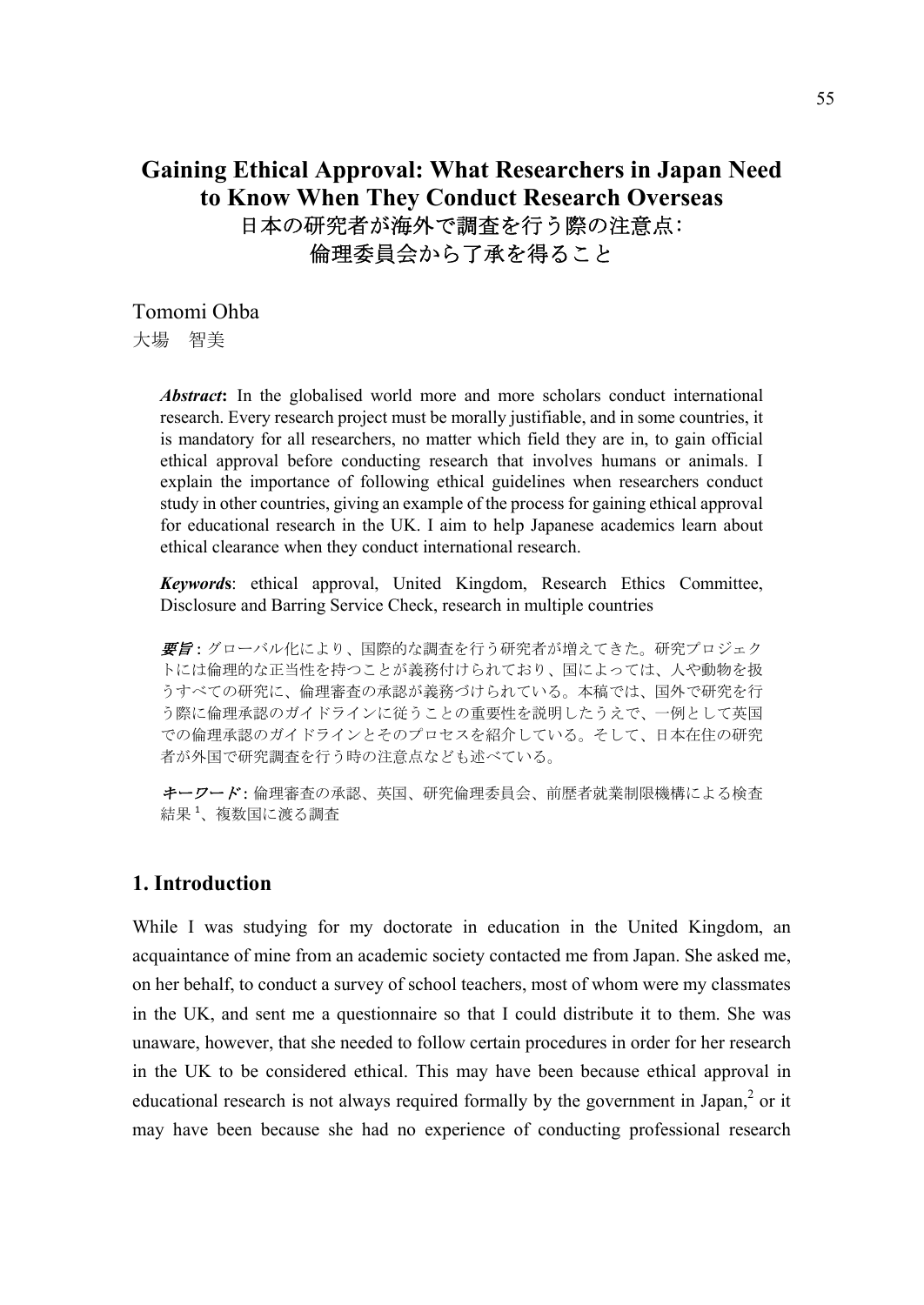# Gaining Ethical Approval: What Researchers in Japan Need to Know When They Conduct Research Overseas

# 日本の研究者が海外で調査を行う際の注意点：倫理委員会から了承を得ること

Tomomi Ohba

大場　智美

***Abstract***: In the globalised world more and more scholars conduct international research. Every research project must be morally justifiable, and in some countries, it is mandatory for all researchers, no matter which field they are in, to gain official ethical approval before conducting research that involves humans or animals. I explain the importance of following ethical guidelines when researchers conduct study in other countries, giving an example of the process for gaining ethical approval for educational research in the UK. I aim to help Japanese academics learn about ethical clearance when they conduct international research.

***Keywords***: ethical approval, United Kingdom, Research Ethics Committee, Disclosure and Barring Service Check, research in multiple countries

***要旨***：グローバル化により、国際的な調査を行う研究者が増えてきた。研究プロジェクトには倫理的な正当性を持つことが義務付けられており、国によっては、人や動物を扱うすべての研究に、倫理審査の承認が義務づけられている。本稿では、国外で研究を行う際に倫理承認のガイドラインに従うことの重要性を説明したうえで、一例として英国での倫理承認のガイドラインとそのプロセスを紹介している。そして、日本在住の研究者が外国で研究調査を行う時の注意点なども述べている。

***キーワード***：倫理審査の承認、英国、研究倫理委員会、前歴者就業制限機構による検査結果[1]、複数国に渡る調査

## 1. Introduction

While I was studying for my doctorate in education in the United Kingdom, an acquaintance of mine from an academic society contacted me from Japan. She asked me, on her behalf, to conduct a survey of school teachers, most of whom were my classmates in the UK, and sent me a questionnaire so that I could distribute it to them. She was unaware, however, that she needed to follow certain procedures in order for her research in the UK to be considered ethical. This may have been because ethical approval in educational research is not always required formally by the government in Japan,[2] or it may have been because she had no experience of conducting professional research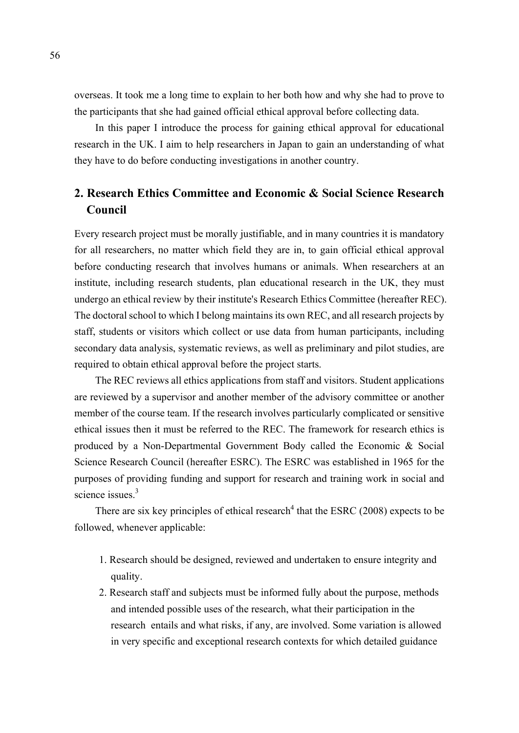overseas. It took me a long time to explain to her both how and why she had to prove to the participants that she had gained official ethical approval before collecting data.

In this paper I introduce the process for gaining ethical approval for educational research in the UK. I aim to help researchers in Japan to gain an understanding of what they have to do before conducting investigations in another country.

## 2. Research Ethics Committee and Economic & Social Science Research Council

Every research project must be morally justifiable, and in many countries it is mandatory for all researchers, no matter which field they are in, to gain official ethical approval before conducting research that involves humans or animals. When researchers at an institute, including research students, plan educational research in the UK, they must undergo an ethical review by their institute's Research Ethics Committee (hereafter REC). The doctoral school to which I belong maintains its own REC, and all research projects by staff, students or visitors which collect or use data from human participants, including secondary data analysis, systematic reviews, as well as preliminary and pilot studies, are required to obtain ethical approval before the project starts.

The REC reviews all ethics applications from staff and visitors. Student applications are reviewed by a supervisor and another member of the advisory committee or another member of the course team. If the research involves particularly complicated or sensitive ethical issues then it must be referred to the REC. The framework for research ethics is produced by a Non-Departmental Government Body called the Economic & Social Science Research Council (hereafter ESRC). The ESRC was established in 1965 for the purposes of providing funding and support for research and training work in social and science issues.[3]

There are six key principles of ethical research[4] that the ESRC (2008) expects to be followed, whenever applicable:

1. Research should be designed, reviewed and undertaken to ensure integrity and quality.
2. Research staff and subjects must be informed fully about the purpose, methods and intended possible uses of the research, what their participation in the research entails and what risks, if any, are involved. Some variation is allowed in very specific and exceptional research contexts for which detailed guidance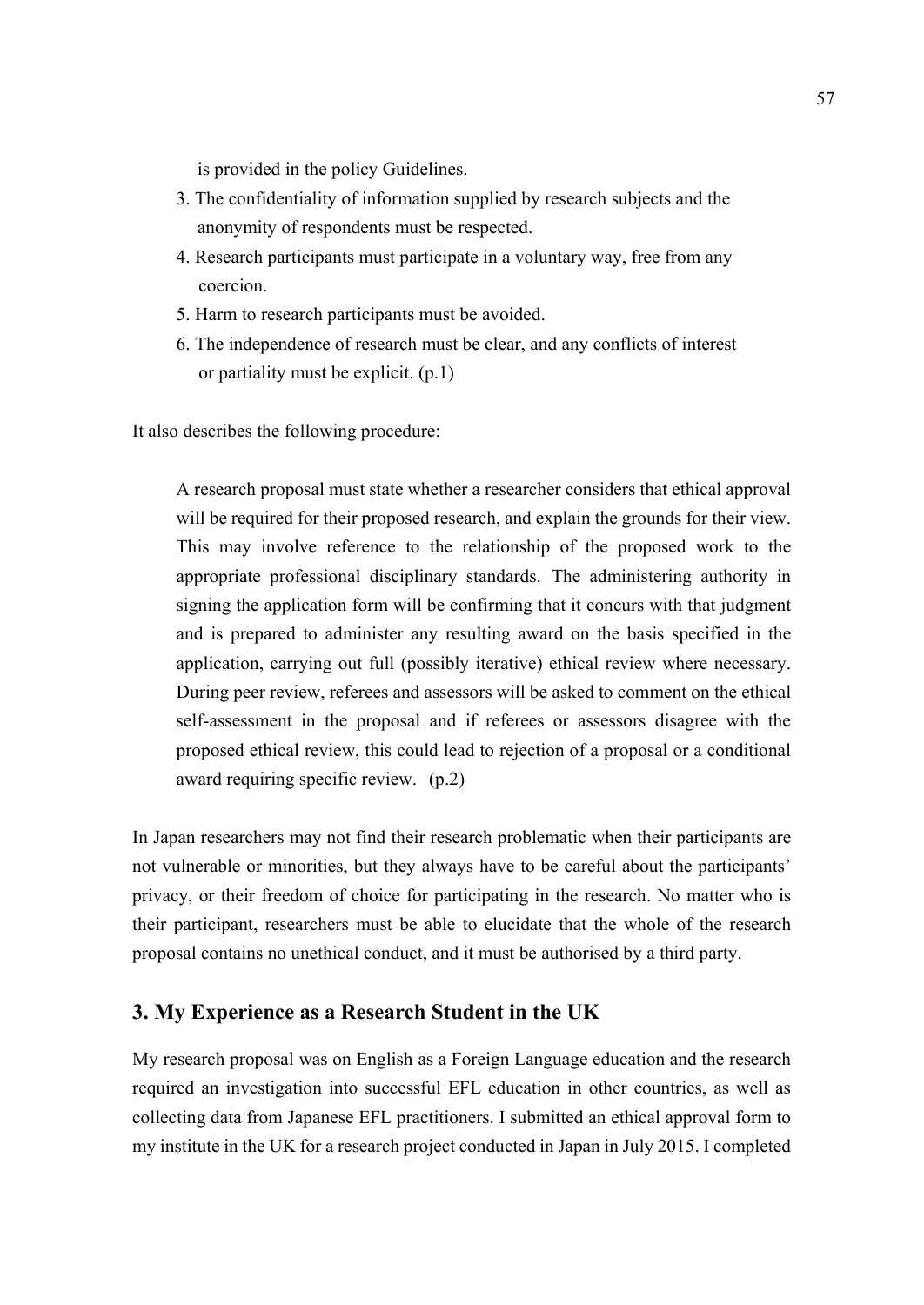is provided in the policy Guidelines.

3. The confidentiality of information supplied by research subjects and the anonymity of respondents must be respected.
4. Research participants must participate in a voluntary way, free from any coercion.
5. Harm to research participants must be avoided.
6. The independence of research must be clear, and any conflicts of interest or partiality must be explicit. (p.1)

It also describes the following procedure:

> A research proposal must state whether a researcher considers that ethical approval will be required for their proposed research, and explain the grounds for their view. This may involve reference to the relationship of the proposed work to the appropriate professional disciplinary standards. The administering authority in signing the application form will be confirming that it concurs with that judgment and is prepared to administer any resulting award on the basis specified in the application, carrying out full (possibly iterative) ethical review where necessary. During peer review, referees and assessors will be asked to comment on the ethical self-assessment in the proposal and if referees or assessors disagree with the proposed ethical review, this could lead to rejection of a proposal or a conditional award requiring specific review. (p.2)

In Japan researchers may not find their research problematic when their participants are not vulnerable or minorities, but they always have to be careful about the participants' privacy, or their freedom of choice for participating in the research. No matter who is their participant, researchers must be able to elucidate that the whole of the research proposal contains no unethical conduct, and it must be authorised by a third party.

## 3. My Experience as a Research Student in the UK

My research proposal was on English as a Foreign Language education and the research required an investigation into successful EFL education in other countries, as well as collecting data from Japanese EFL practitioners. I submitted an ethical approval form to my institute in the UK for a research project conducted in Japan in July 2015. I completed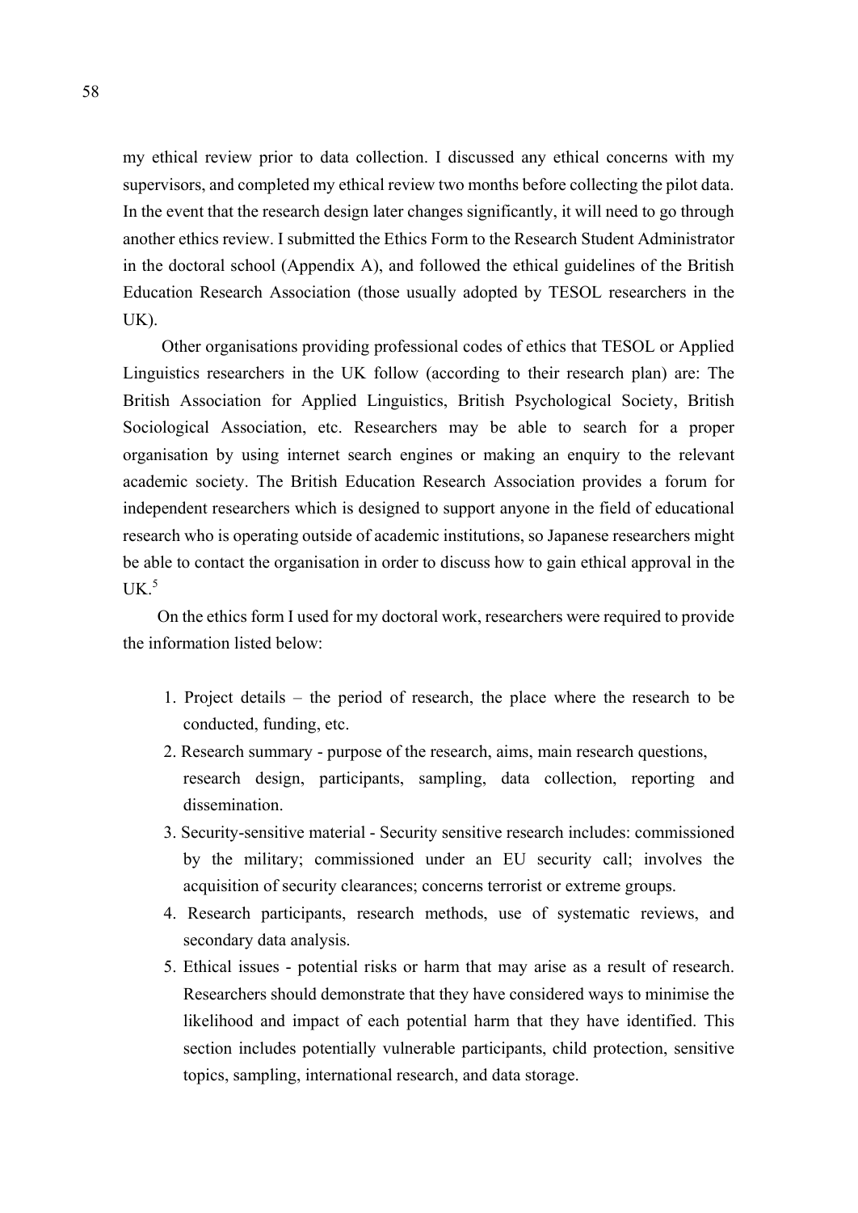my ethical review prior to data collection. I discussed any ethical concerns with my supervisors, and completed my ethical review two months before collecting the pilot data. In the event that the research design later changes significantly, it will need to go through another ethics review. I submitted the Ethics Form to the Research Student Administrator in the doctoral school (Appendix A), and followed the ethical guidelines of the British Education Research Association (those usually adopted by TESOL researchers in the UK).

Other organisations providing professional codes of ethics that TESOL or Applied Linguistics researchers in the UK follow (according to their research plan) are: The British Association for Applied Linguistics, British Psychological Society, British Sociological Association, etc. Researchers may be able to search for a proper organisation by using internet search engines or making an enquiry to the relevant academic society. The British Education Research Association provides a forum for independent researchers which is designed to support anyone in the field of educational research who is operating outside of academic institutions, so Japanese researchers might be able to contact the organisation in order to discuss how to gain ethical approval in the UK.[5]

On the ethics form I used for my doctoral work, researchers were required to provide the information listed below:

1. Project details – the period of research, the place where the research to be conducted, funding, etc.
2. Research summary - purpose of the research, aims, main research questions, research design, participants, sampling, data collection, reporting and dissemination.
3. Security-sensitive material - Security sensitive research includes: commissioned by the military; commissioned under an EU security call; involves the acquisition of security clearances; concerns terrorist or extreme groups.
4. Research participants, research methods, use of systematic reviews, and secondary data analysis.
5. Ethical issues - potential risks or harm that may arise as a result of research. Researchers should demonstrate that they have considered ways to minimise the likelihood and impact of each potential harm that they have identified. This section includes potentially vulnerable participants, child protection, sensitive topics, sampling, international research, and data storage.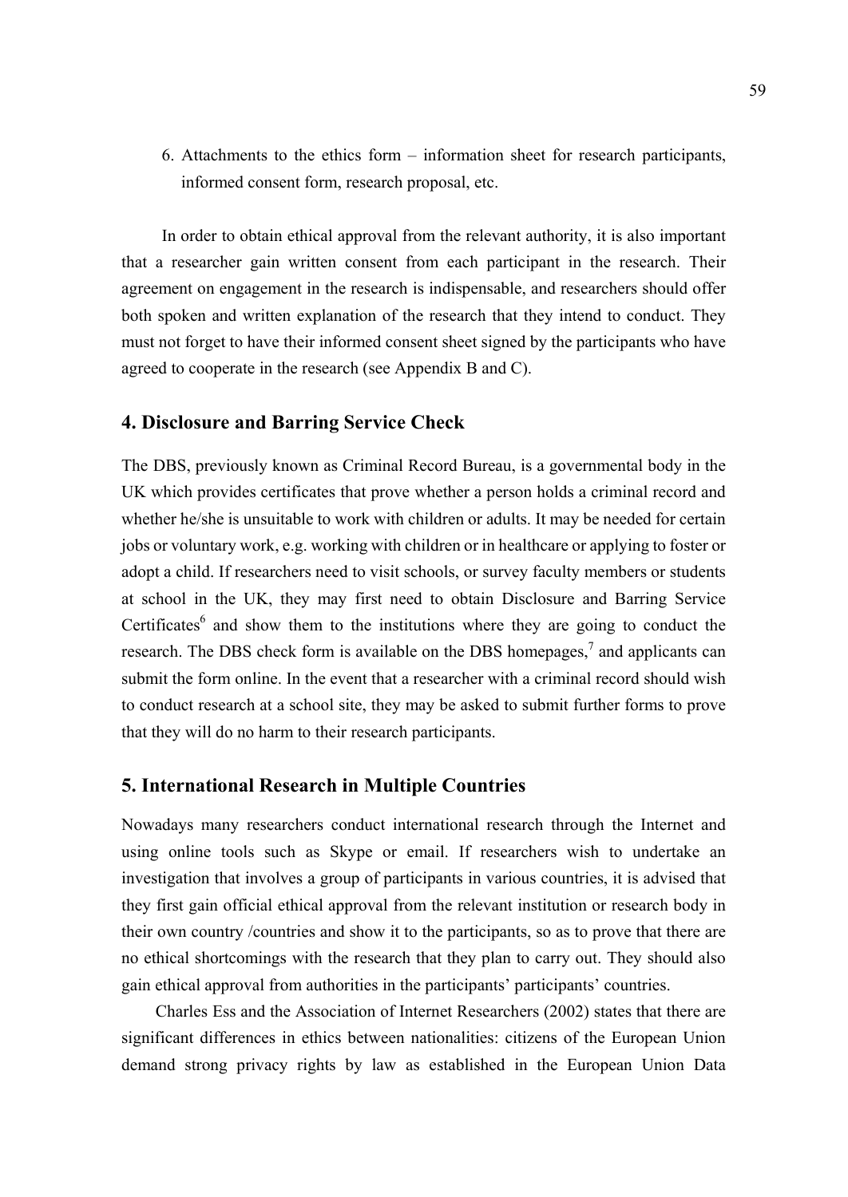6. Attachments to the ethics form – information sheet for research participants, informed consent form, research proposal, etc.

In order to obtain ethical approval from the relevant authority, it is also important that a researcher gain written consent from each participant in the research. Their agreement on engagement in the research is indispensable, and researchers should offer both spoken and written explanation of the research that they intend to conduct. They must not forget to have their informed consent sheet signed by the participants who have agreed to cooperate in the research (see Appendix B and C).

## 4. Disclosure and Barring Service Check

The DBS, previously known as Criminal Record Bureau, is a governmental body in the UK which provides certificates that prove whether a person holds a criminal record and whether he/she is unsuitable to work with children or adults. It may be needed for certain jobs or voluntary work, e.g. working with children or in healthcare or applying to foster or adopt a child. If researchers need to visit schools, or survey faculty members or students at school in the UK, they may first need to obtain Disclosure and Barring Service Certificates[6] and show them to the institutions where they are going to conduct the research. The DBS check form is available on the DBS homepages,[7] and applicants can submit the form online. In the event that a researcher with a criminal record should wish to conduct research at a school site, they may be asked to submit further forms to prove that they will do no harm to their research participants.

## 5. International Research in Multiple Countries

Nowadays many researchers conduct international research through the Internet and using online tools such as Skype or email. If researchers wish to undertake an investigation that involves a group of participants in various countries, it is advised that they first gain official ethical approval from the relevant institution or research body in their own country /countries and show it to the participants, so as to prove that there are no ethical shortcomings with the research that they plan to carry out. They should also gain ethical approval from authorities in the participants' participants' countries.

Charles Ess and the Association of Internet Researchers (2002) states that there are significant differences in ethics between nationalities: citizens of the European Union demand strong privacy rights by law as established in the European Union Data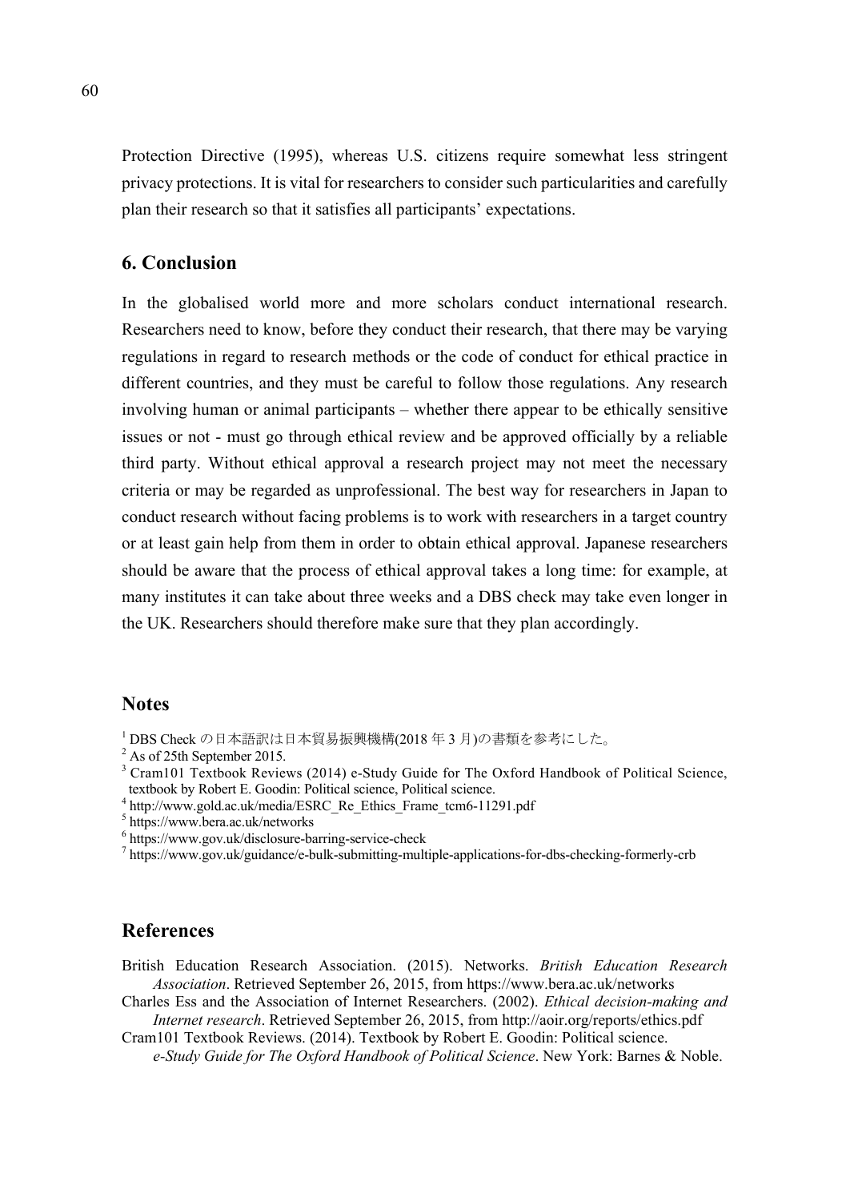Protection Directive (1995), whereas U.S. citizens require somewhat less stringent privacy protections. It is vital for researchers to consider such particularities and carefully plan their research so that it satisfies all participants' expectations.

## 6. Conclusion

In the globalised world more and more scholars conduct international research. Researchers need to know, before they conduct their research, that there may be varying regulations in regard to research methods or the code of conduct for ethical practice in different countries, and they must be careful to follow those regulations. Any research involving human or animal participants – whether there appear to be ethically sensitive issues or not - must go through ethical review and be approved officially by a reliable third party. Without ethical approval a research project may not meet the necessary criteria or may be regarded as unprofessional. The best way for researchers in Japan to conduct research without facing problems is to work with researchers in a target country or at least gain help from them in order to obtain ethical approval. Japanese researchers should be aware that the process of ethical approval takes a long time: for example, at many institutes it can take about three weeks and a DBS check may take even longer in the UK. Researchers should therefore make sure that they plan accordingly.

## Notes

[1] DBS Check の日本語訳は日本貿易振興機構(2018 年 3 月)の書類を参考にした。
[2] As of 25th September 2015.
[3] Cram101 Textbook Reviews (2014) e-Study Guide for The Oxford Handbook of Political Science, textbook by Robert E. Goodin: Political science, Political science.
[4] http://www.gold.ac.uk/media/ESRC_Re_Ethics_Frame_tcm6-11291.pdf
[5] https://www.bera.ac.uk/networks
[6] https://www.gov.uk/disclosure-barring-service-check
[7] https://www.gov.uk/guidance/e-bulk-submitting-multiple-applications-for-dbs-checking-formerly-crb

## References

British Education Research Association. (2015). Networks. *British Education Research Association*. Retrieved September 26, 2015, from https://www.bera.ac.uk/networks

Charles Ess and the Association of Internet Researchers. (2002). *Ethical decision-making and Internet research*. Retrieved September 26, 2015, from http://aoir.org/reports/ethics.pdf

Cram101 Textbook Reviews. (2014). Textbook by Robert E. Goodin: Political science. *e-Study Guide for The Oxford Handbook of Political Science*. New York: Barnes & Noble.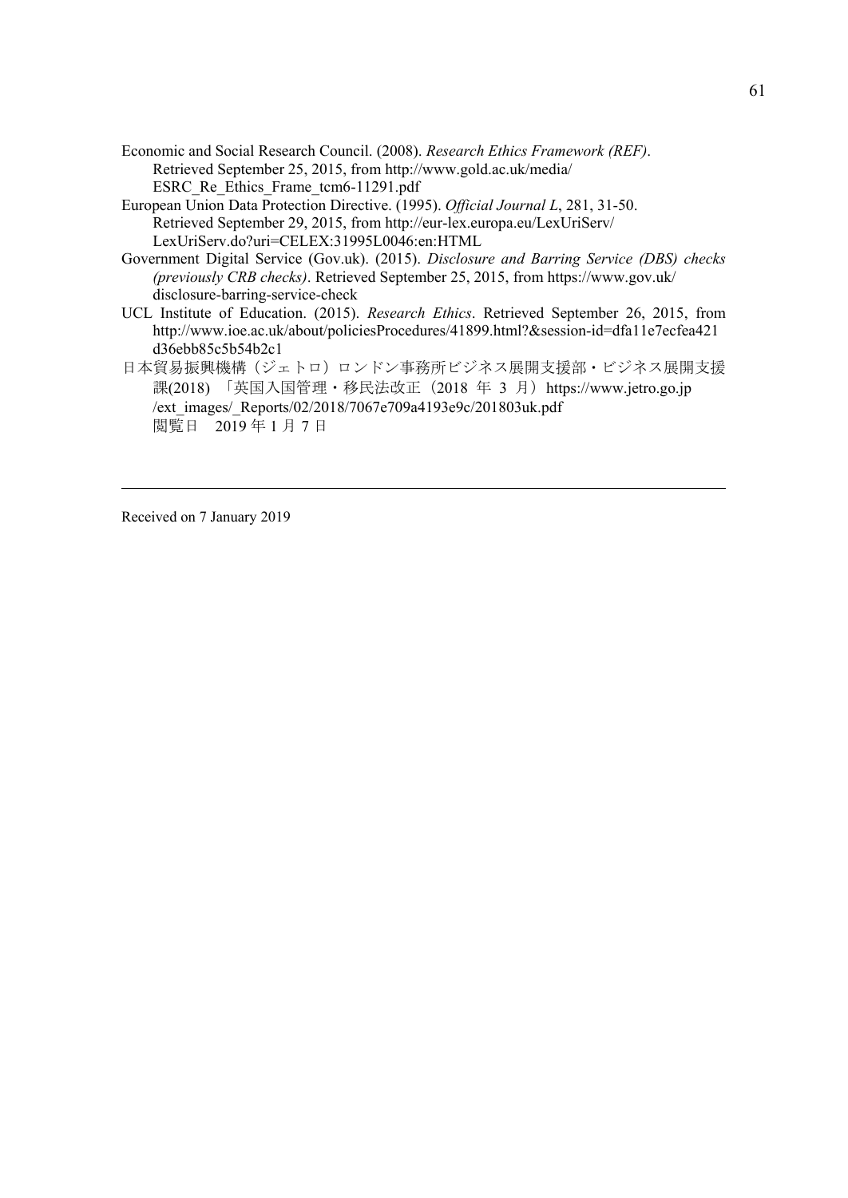Economic and Social Research Council. (2008). *Research Ethics Framework (REF)*. Retrieved September 25, 2015, from http://www.gold.ac.uk/media/ESRC_Re_Ethics_Frame_tcm6-11291.pdf

European Union Data Protection Directive. (1995). *Official Journal L*, 281, 31-50. Retrieved September 29, 2015, from http://eur-lex.europa.eu/LexUriServ/LexUriServ.do?uri=CELEX:31995L0046:en:HTML

Government Digital Service (Gov.uk). (2015). *Disclosure and Barring Service (DBS) checks (previously CRB checks)*. Retrieved September 25, 2015, from https://www.gov.uk/disclosure-barring-service-check

UCL Institute of Education. (2015). *Research Ethics*. Retrieved September 26, 2015, from http://www.ioe.ac.uk/about/policiesProcedures/41899.html?&session-id=dfa11e7ecfea421d36ebb85c5b54b2c1

日本貿易振興機構（ジェトロ）ロンドン事務所ビジネス展開支援部・ビジネス展開支援課(2018) 「英国入国管理・移民法改正（2018 年 3 月）https://www.jetro.go.jp/ext_images/_Reports/02/2018/7067e709a4193e9c/201803uk.pdf 閲覧日　2019 年 1 月 7 日

---

Received on 7 January 2019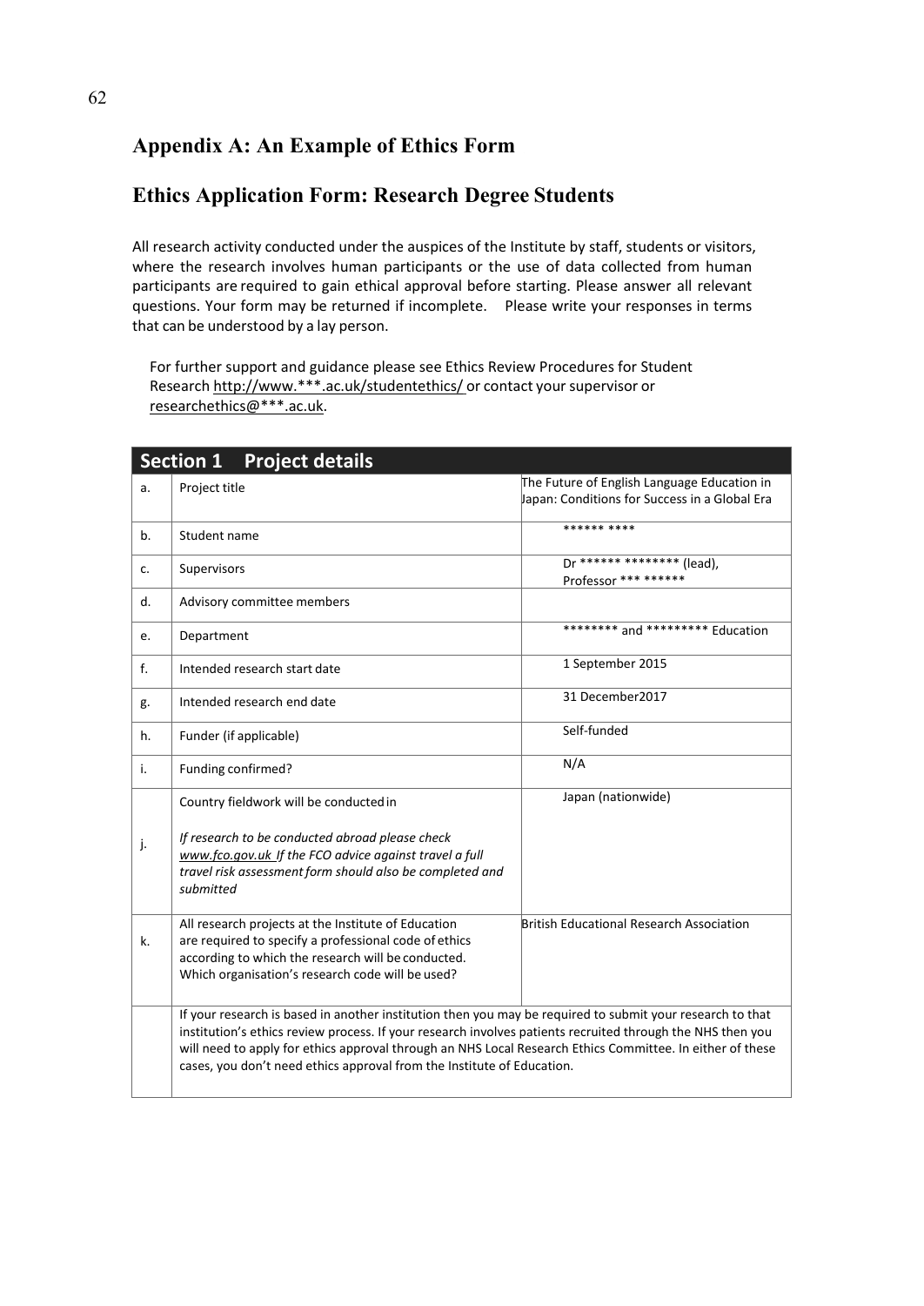## Appendix A: An Example of Ethics Form

## Ethics Application Form: Research Degree Students

All research activity conducted under the auspices of the Institute by staff, students or visitors, where the research involves human participants or the use of data collected from human participants are required to gain ethical approval before starting. Please answer all relevant questions. Your form may be returned if incomplete. Please write your responses in terms that can be understood by a lay person.

For further support and guidance please see Ethics Review Procedures for Student Research http://www.***.ac.uk/studentethics/ or contact your supervisor or researchethics@***.ac.uk.

| **Section 1 Project details** | | |
|---|---|---|
| a. | Project title | The Future of English Language Education in Japan: Conditions for Success in a Global Era |
| b. | Student name | ****** **** |
| c. | Supervisors | Dr ****** ******** (lead), Professor *** ****** |
| d. | Advisory committee members | |
| e. | Department | ******** and ********* Education |
| f. | Intended research start date | 1 September 2015 |
| g. | Intended research end date | 31 December2017 |
| h. | Funder (if applicable) | Self-funded |
| i. | Funding confirmed? | N/A |
| j. | Country fieldwork will be conducted in<br><br>*If research to be conducted abroad please check www.fco.gov.uk If the FCO advice against travel a full travel risk assessment form should also be completed and submitted* | Japan (nationwide) |
| k. | All research projects at the Institute of Education are required to specify a professional code of ethics according to which the research will be conducted. Which organisation's research code will be used? | British Educational Research Association |
| | If your research is based in another institution then you may be required to submit your research to that institution's ethics review process. If your research involves patients recruited through the NHS then you will need to apply for ethics approval through an NHS Local Research Ethics Committee. In either of these cases, you don't need ethics approval from the Institute of Education. | |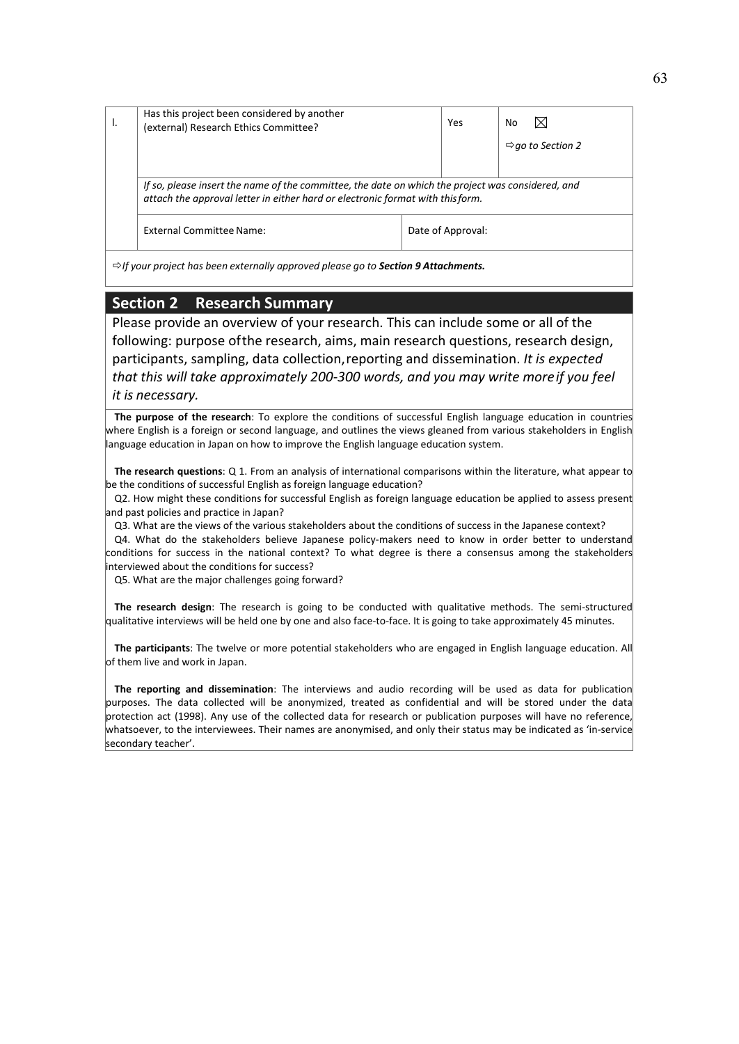| l. | Has this project been considered by another (external) Research Ethics Committee? | | Yes | No ☒ ⇨ *go to Section 2* |
|---|---|---|---|---|
| | *If so, please insert the name of the committee, the date on which the project was considered, and attach the approval letter in either hard or electronic format with this form.* | | | |
| | External Committee Name: | Date of Approval: | | |

⇨ *If your project has been externally approved please go to **Section 9 Attachments.***

## Section 2 Research Summary

Please provide an overview of your research. This can include some or all of the following: purpose of the research, aims, main research questions, research design, participants, sampling, data collection, reporting and dissemination. *It is expected that this will take approximately 200-300 words, and you may write more if you feel it is necessary.*

**The purpose of the research**: To explore the conditions of successful English language education in countries where English is a foreign or second language, and outlines the views gleaned from various stakeholders in English language education in Japan on how to improve the English language education system.

**The research questions**: Q 1. From an analysis of international comparisons within the literature, what appear to be the conditions of successful English as foreign language education?

Q2. How might these conditions for successful English as foreign language education be applied to assess present and past policies and practice in Japan?

Q3. What are the views of the various stakeholders about the conditions of success in the Japanese context?

Q4. What do the stakeholders believe Japanese policy-makers need to know in order better to understand conditions for success in the national context? To what degree is there a consensus among the stakeholders interviewed about the conditions for success?

Q5. What are the major challenges going forward?

**The research design**: The research is going to be conducted with qualitative methods. The semi-structured qualitative interviews will be held one by one and also face-to-face. It is going to take approximately 45 minutes.

**The participants**: The twelve or more potential stakeholders who are engaged in English language education. All of them live and work in Japan.

**The reporting and dissemination**: The interviews and audio recording will be used as data for publication purposes. The data collected will be anonymized, treated as confidential and will be stored under the data protection act (1998). Any use of the collected data for research or publication purposes will have no reference, whatsoever, to the interviewees. Their names are anonymised, and only their status may be indicated as 'in-service secondary teacher'.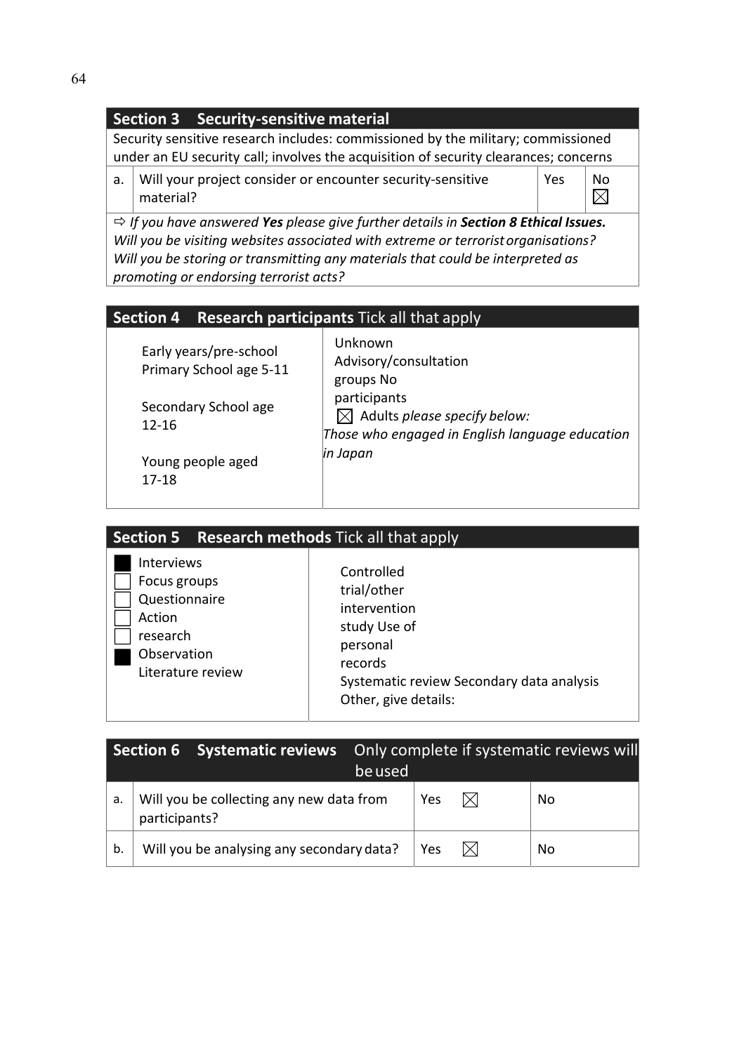| **Section 3 Security-sensitive material** | | | |
|---|---|---|---|
| Security sensitive research includes: commissioned by the military; commissioned under an EU security call; involves the acquisition of security clearances; concerns | | | |
| a. | Will your project consider or encounter security-sensitive material? | Yes | No ☒ |
| ⇨ *If you have answered **Yes** please give further details in **Section 8 Ethical Issues.** Will you be visiting websites associated with extreme or terrorist organisations? Will you be storing or transmitting any materials that could be interpreted as promoting or endorsing terrorist acts?* | | | |

| **Section 4 Research participants** Tick all that apply | |
|---|---|
| Early years/pre-school<br>Primary School age 5-11<br><br>Secondary School age 12-16<br><br>Young people aged 17-18 | Unknown<br>Advisory/consultation groups No participants<br>☒ Adults *please specify below:*<br>*Those who engaged in English language education in Japan* |

| **Section 5 Research methods** Tick all that apply | |
|---|---|
| ■ Interviews<br>☐ Focus groups<br>☐ Questionnaire<br>☐ Action<br>☐ research<br>■ Observation<br>Literature review | Controlled trial/other intervention study Use of personal records<br>Systematic review Secondary data analysis<br>Other, give details: |

| **Section 6 Systematic reviews** Only complete if systematic reviews will be used | | | |
|---|---|---|---|
| a. | Will you be collecting any new data from participants? | Yes ☒ | No |
| b. | Will you be analysing any secondary data? | Yes ☒ | No |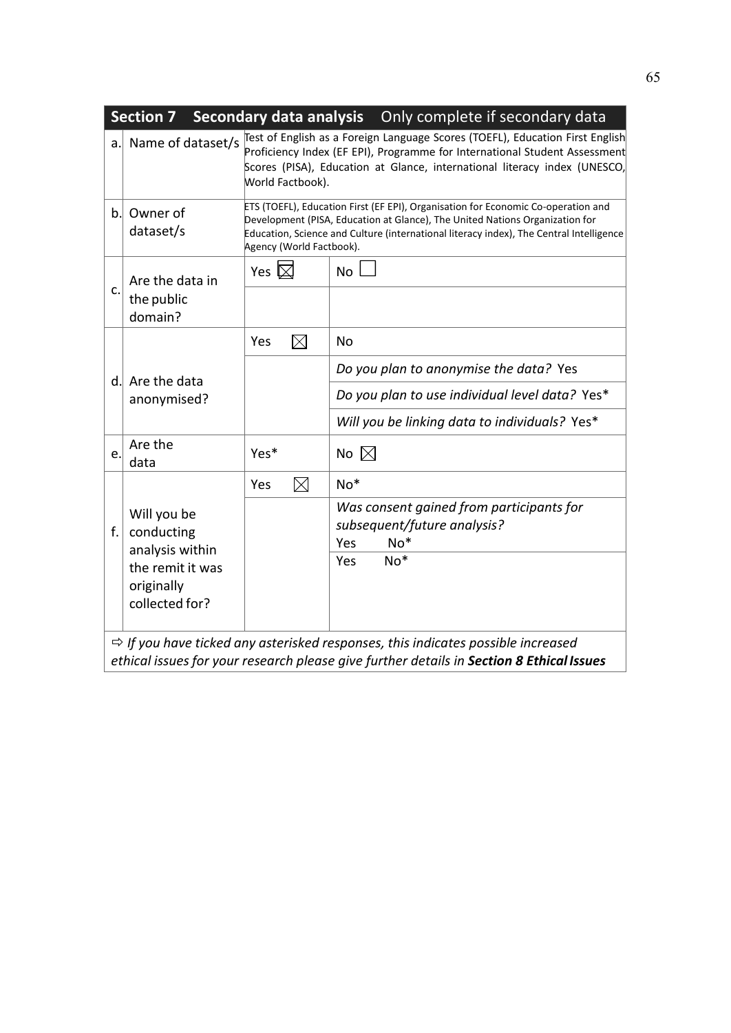| **Section 7** | **Secondary data analysis** | Only complete if secondary data | |
|---|---|---|---|
| a. | Name of dataset/s | Test of English as a Foreign Language Scores (TOEFL), Education First English Proficiency Index (EF EPI), Programme for International Student Assessment Scores (PISA), Education at Glance, international literacy index (UNESCO, World Factbook). | |
| b. | Owner of dataset/s | ETS (TOEFL), Education First (EF EPI), Organisation for Economic Co-operation and Development (PISA, Education at Glance), The United Nations Organization for Education, Science and Culture (international literacy index), The Central Intelligence Agency (World Factbook). | |
| c. | Are the data in the public domain? | Yes ☒ | No ☐ |
| | | | |
| d. | Are the data anonymised? | Yes ☒ | No |
| | | | *Do you plan to anonymise the data?* Yes |
| | | | *Do you plan to use individual level data?* Yes* |
| | | | *Will you be linking data to individuals?* Yes* |
| e. | Are the data | Yes* | No ☒ |
| f. | Will you be conducting analysis within the remit it was originally collected for? | Yes ☒ | No* |
| | | | *Was consent gained from participants for subsequent/future analysis?* Yes No* |
| | | | Yes No* |

⇨ *If you have ticked any asterisked responses, this indicates possible increased ethical issues for your research please give further details in* ***Section 8 Ethical Issues***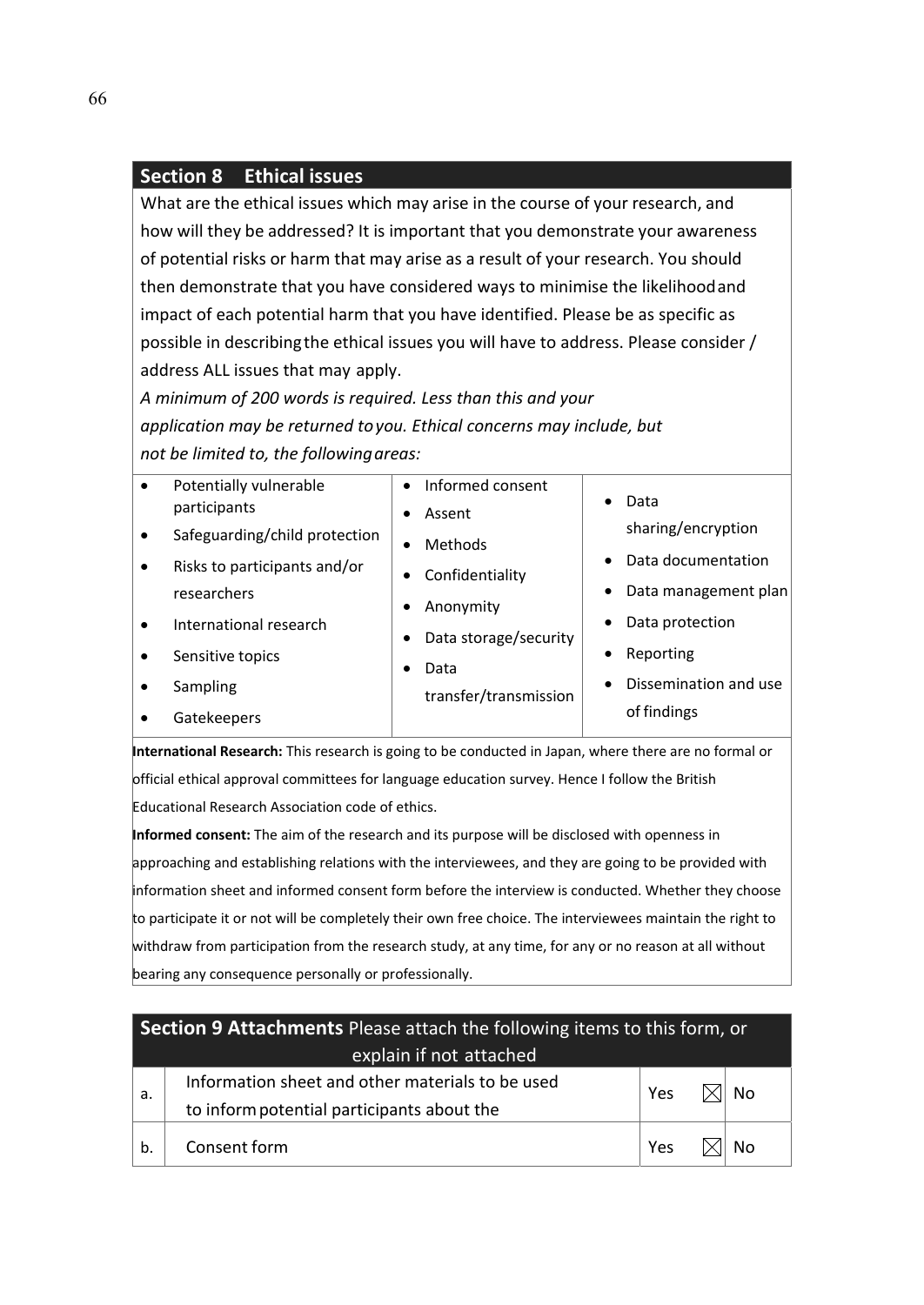## Section 8 Ethical issues

What are the ethical issues which may arise in the course of your research, and how will they be addressed? It is important that you demonstrate your awareness of potential risks or harm that may arise as a result of your research. You should then demonstrate that you have considered ways to minimise the likelihood and impact of each potential harm that you have identified. Please be as specific as possible in describing the ethical issues you will have to address. Please consider / address ALL issues that may apply.

*A minimum of 200 words is required. Less than this and your application may be returned to you. Ethical concerns may include, but not be limited to, the following areas:*

| | | |
|---|---|---|
| • Potentially vulnerable participants<br>• Safeguarding/child protection<br>• Risks to participants and/or researchers<br>• International research<br>• Sensitive topics<br>• Sampling<br>• Gatekeepers | • Informed consent<br>• Assent<br>• Methods<br>• Confidentiality<br>• Anonymity<br>• Data storage/security<br>• Data transfer/transmission | • Data sharing/encryption<br>• Data documentation<br>• Data management plan<br>• Data protection<br>• Reporting<br>• Dissemination and use of findings |

**International Research:** This research is going to be conducted in Japan, where there are no formal or official ethical approval committees for language education survey. Hence I follow the British Educational Research Association code of ethics.

**Informed consent:** The aim of the research and its purpose will be disclosed with openness in approaching and establishing relations with the interviewees, and they are going to be provided with information sheet and informed consent form before the interview is conducted. Whether they choose to participate it or not will be completely their own free choice. The interviewees maintain the right to withdraw from participation from the research study, at any time, for any or no reason at all without bearing any consequence personally or professionally.

## Section 9 Attachments

Please attach the following items to this form, or explain if not attached

| | | | | |
|---|---|---|---|---|
| a. | Information sheet and other materials to be used to inform potential participants about the | Yes | ☒ | No |
| b. | Consent form | Yes | ☒ | No |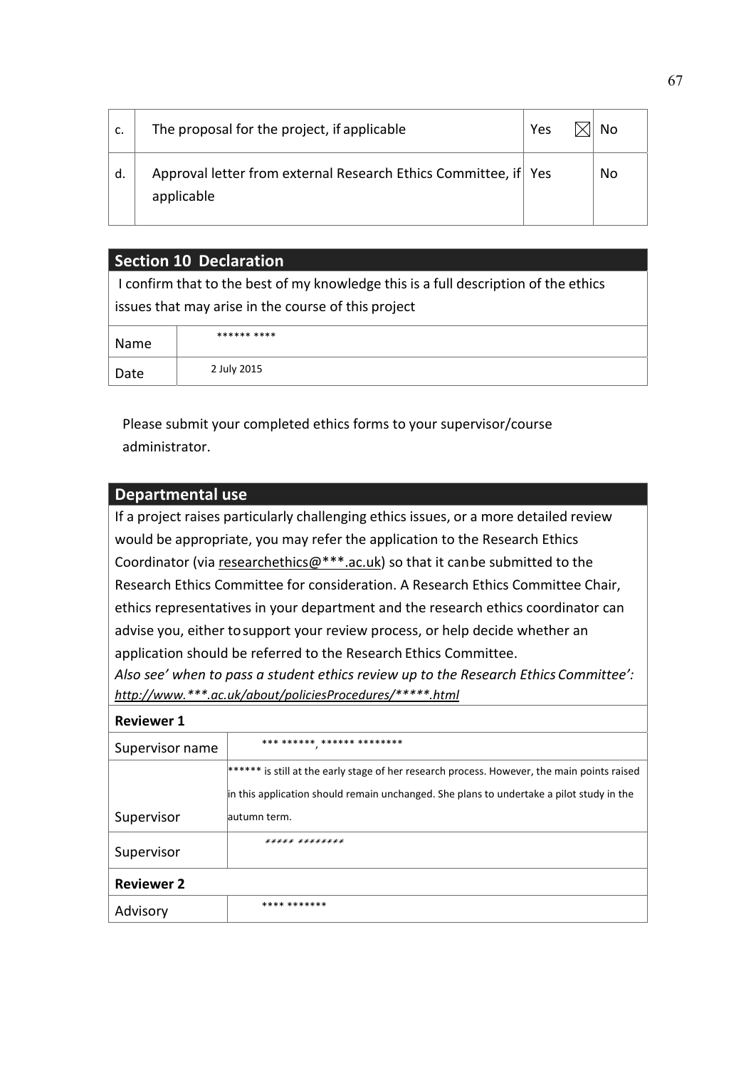| | | | | |
|---|---|---|---|---|
| c. | The proposal for the project, if applicable | Yes | ☒ | No |
| d. | Approval letter from external Research Ethics Committee, if applicable | Yes | | No |

## Section 10 Declaration

I confirm that to the best of my knowledge this is a full description of the ethics issues that may arise in the course of this project

| | |
|---|---|
| Name | ****** **** |
| Date | 2 July 2015 |

Please submit your completed ethics forms to your supervisor/course administrator.

## Departmental use

If a project raises particularly challenging ethics issues, or a more detailed review would be appropriate, you may refer the application to the Research Ethics Coordinator (via researchethics@***.ac.uk) so that it canbe submitted to the Research Ethics Committee for consideration. A Research Ethics Committee Chair, ethics representatives in your department and the research ethics coordinator can advise you, either tosupport your review process, or help decide whether an application should be referred to the Research Ethics Committee.

*Also see' when to pass a student ethics review up to the Research Ethics Committee': http://www.***.ac.uk/about/policiesProcedures/*****.html*

| **Reviewer 1** | |
|---|---|
| Supervisor name | *** ******, ****** ******** |
| Supervisor | ****** is still at the early stage of her research process. However, the main points raised in this application should remain unchanged. She plans to undertake a pilot study in the autumn term. |
| Supervisor | ***** ******** |
| **Reviewer 2** | |
| Advisory | **** ******* |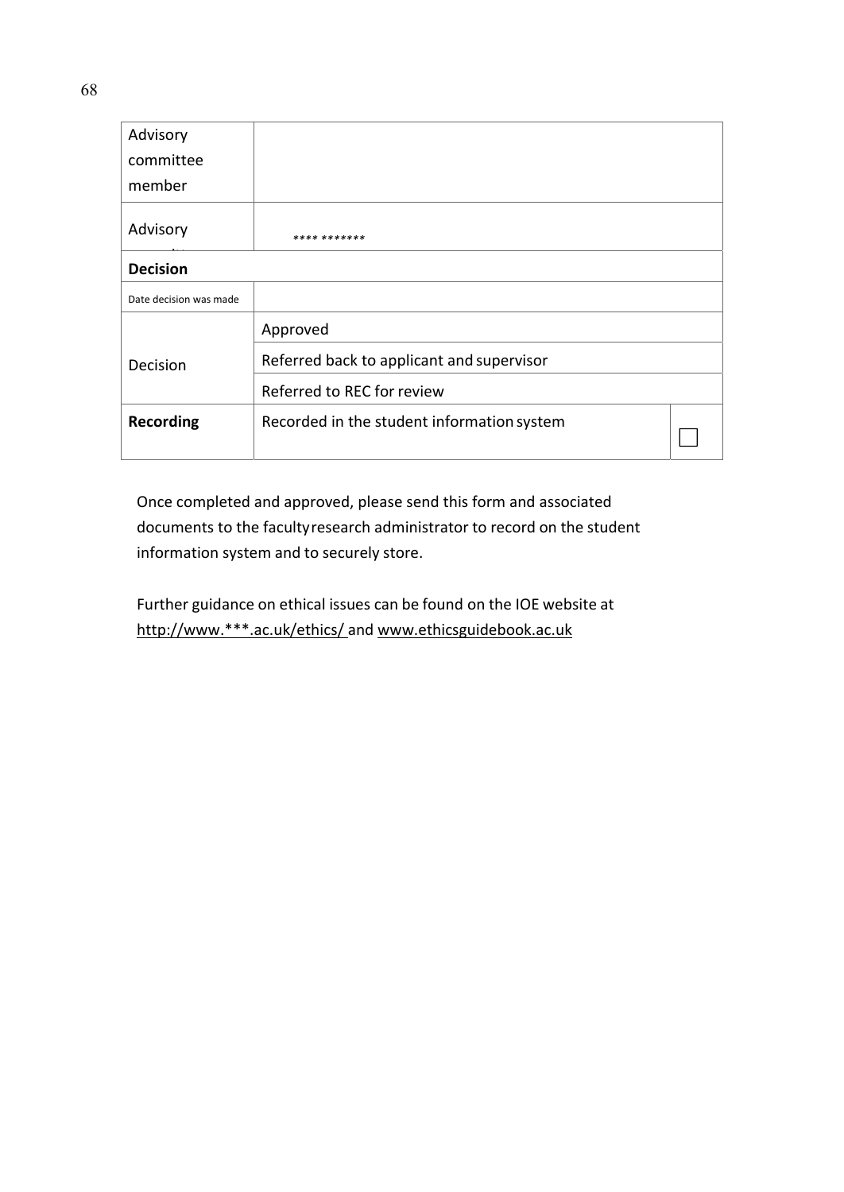| Advisory committee member | | |
|---|---|---|
| Advisory committee | **** ******* | |
| **Decision** | | |
| Date decision was made | | |
| Decision | Approved | |
| | Referred back to applicant and supervisor | |
| | Referred to REC for review | |
| **Recording** | Recorded in the student information system | ☐ |

Once completed and approved, please send this form and associated documents to the faculty research administrator to record on the student information system and to securely store.

Further guidance on ethical issues can be found on the IOE website at http://www.***.ac.uk/ethics/ and www.ethicsguidebook.ac.uk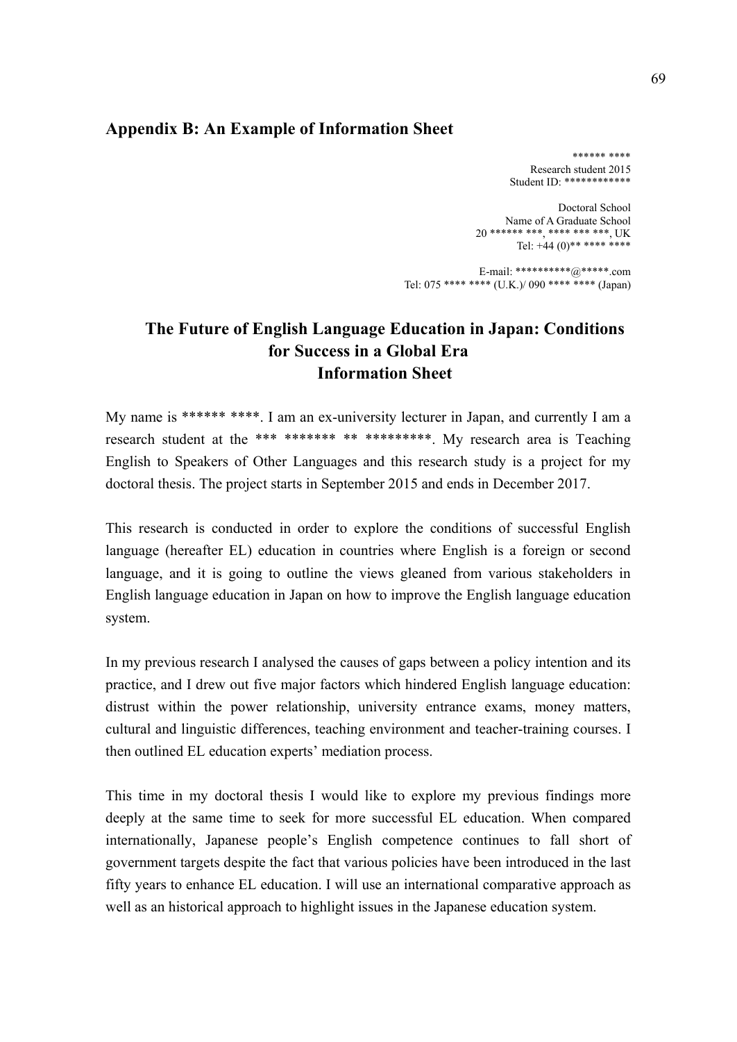## Appendix B: An Example of Information Sheet

****** ****
Research student 2015
Student ID: ************

Doctoral School
Name of A Graduate School
20 ****** ***, **** *** ***, UK
Tel: +44 (0)** **** ****

E-mail: **********@*****.com
Tel: 075 **** **** (U.K.)/ 090 **** **** (Japan)

### The Future of English Language Education in Japan: Conditions for Success in a Global Era
### Information Sheet

My name is ****** ****. I am an ex-university lecturer in Japan, and currently I am a research student at the *** ******* ** *********. My research area is Teaching English to Speakers of Other Languages and this research study is a project for my doctoral thesis. The project starts in September 2015 and ends in December 2017.

This research is conducted in order to explore the conditions of successful English language (hereafter EL) education in countries where English is a foreign or second language, and it is going to outline the views gleaned from various stakeholders in English language education in Japan on how to improve the English language education system.

In my previous research I analysed the causes of gaps between a policy intention and its practice, and I drew out five major factors which hindered English language education: distrust within the power relationship, university entrance exams, money matters, cultural and linguistic differences, teaching environment and teacher-training courses. I then outlined EL education experts' mediation process.

This time in my doctoral thesis I would like to explore my previous findings more deeply at the same time to seek for more successful EL education. When compared internationally, Japanese people's English competence continues to fall short of government targets despite the fact that various policies have been introduced in the last fifty years to enhance EL education. I will use an international comparative approach as well as an historical approach to highlight issues in the Japanese education system.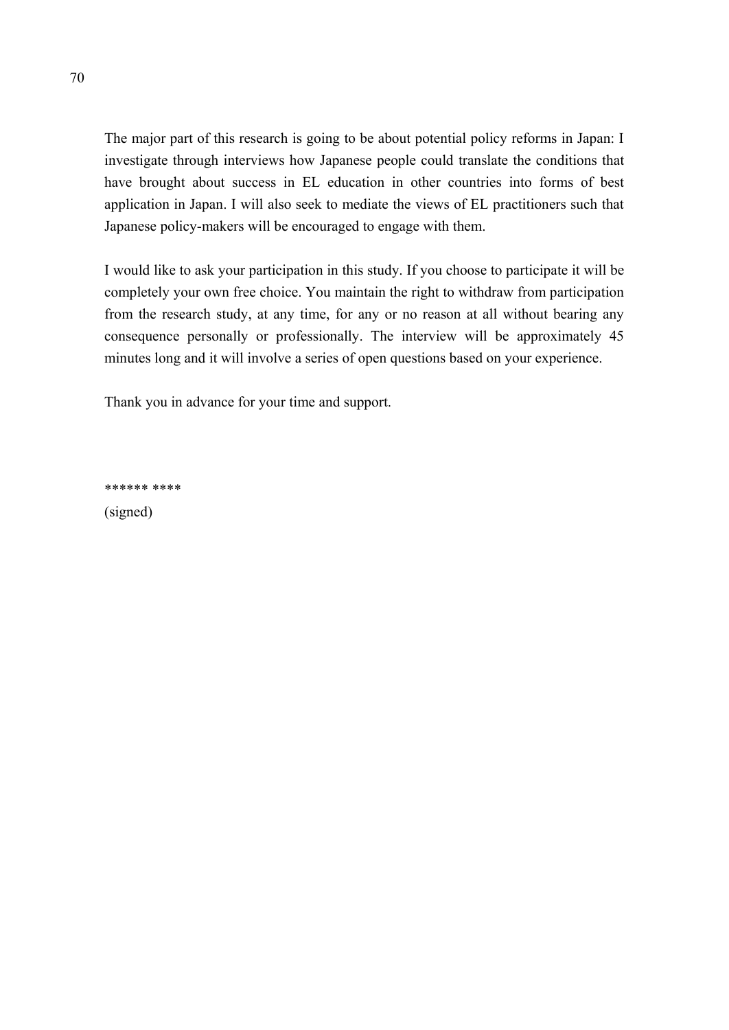The major part of this research is going to be about potential policy reforms in Japan: I investigate through interviews how Japanese people could translate the conditions that have brought about success in EL education in other countries into forms of best application in Japan. I will also seek to mediate the views of EL practitioners such that Japanese policy-makers will be encouraged to engage with them.

I would like to ask your participation in this study. If you choose to participate it will be completely your own free choice. You maintain the right to withdraw from participation from the research study, at any time, for any or no reason at all without bearing any consequence personally or professionally. The interview will be approximately 45 minutes long and it will involve a series of open questions based on your experience.

Thank you in advance for your time and support.

****** ****

(signed)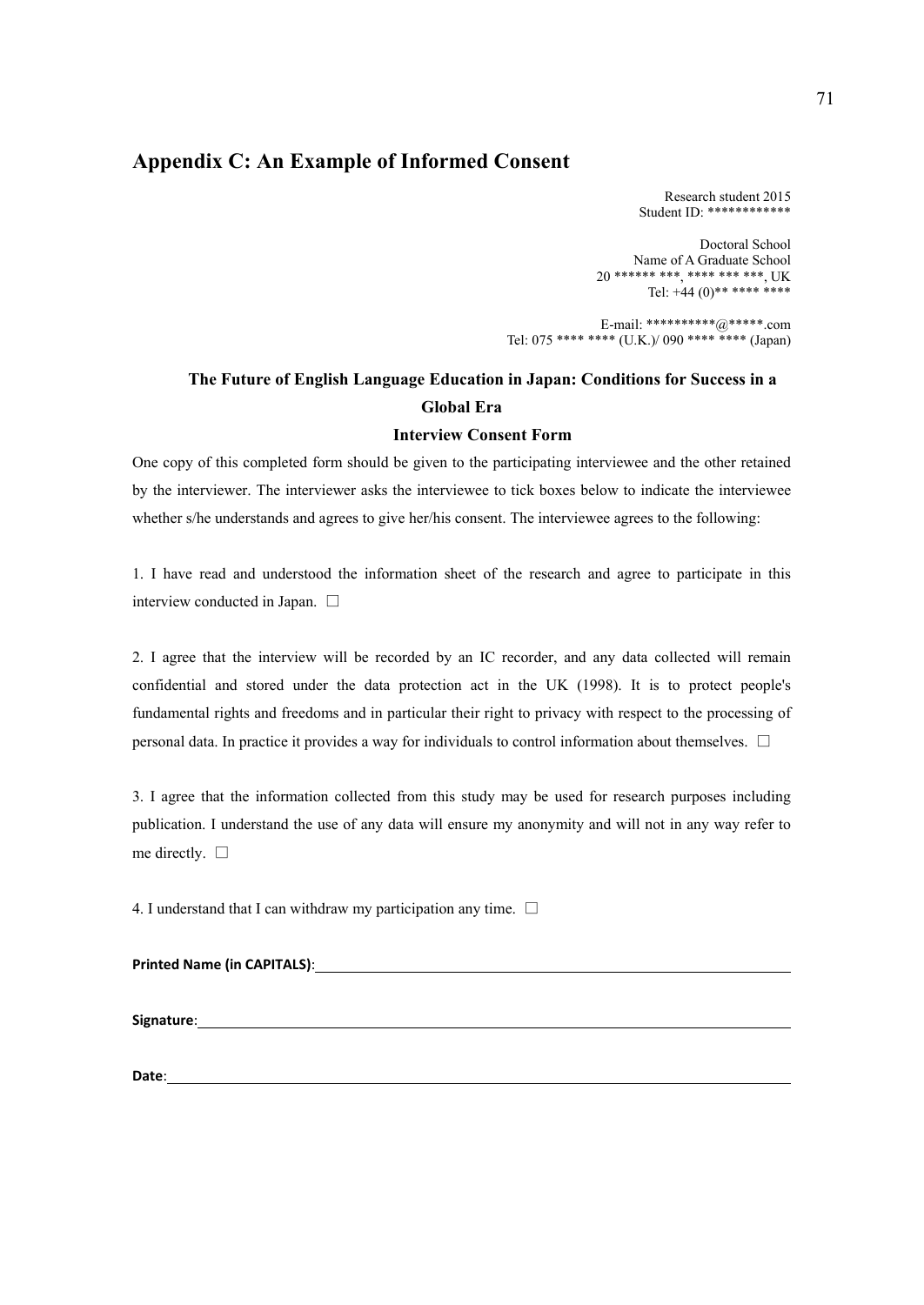## Appendix C: An Example of Informed Consent

Research student 2015
Student ID: ************

Doctoral School
Name of A Graduate School
20 ****** ***, **** *** ***, UK
Tel: +44 (0)** **** ****

E-mail: **********@*****.com
Tel: 075 **** **** (U.K.)/ 090 **** **** (Japan)

**The Future of English Language Education in Japan: Conditions for Success in a Global Era**

**Interview Consent Form**

One copy of this completed form should be given to the participating interviewee and the other retained by the interviewer. The interviewer asks the interviewee to tick boxes below to indicate the interviewee whether s/he understands and agrees to give her/his consent. The interviewee agrees to the following:

1. I have read and understood the information sheet of the research and agree to participate in this interview conducted in Japan. □

2. I agree that the interview will be recorded by an IC recorder, and any data collected will remain confidential and stored under the data protection act in the UK (1998). It is to protect people's fundamental rights and freedoms and in particular their right to privacy with respect to the processing of personal data. In practice it provides a way for individuals to control information about themselves. □

3. I agree that the information collected from this study may be used for research purposes including publication. I understand the use of any data will ensure my anonymity and will not in any way refer to me directly. □

4. I understand that I can withdraw my participation any time. □

**Printed Name (in CAPITALS)**: ______________________________

**Signature**: ______________________________

**Date**: ______________________________